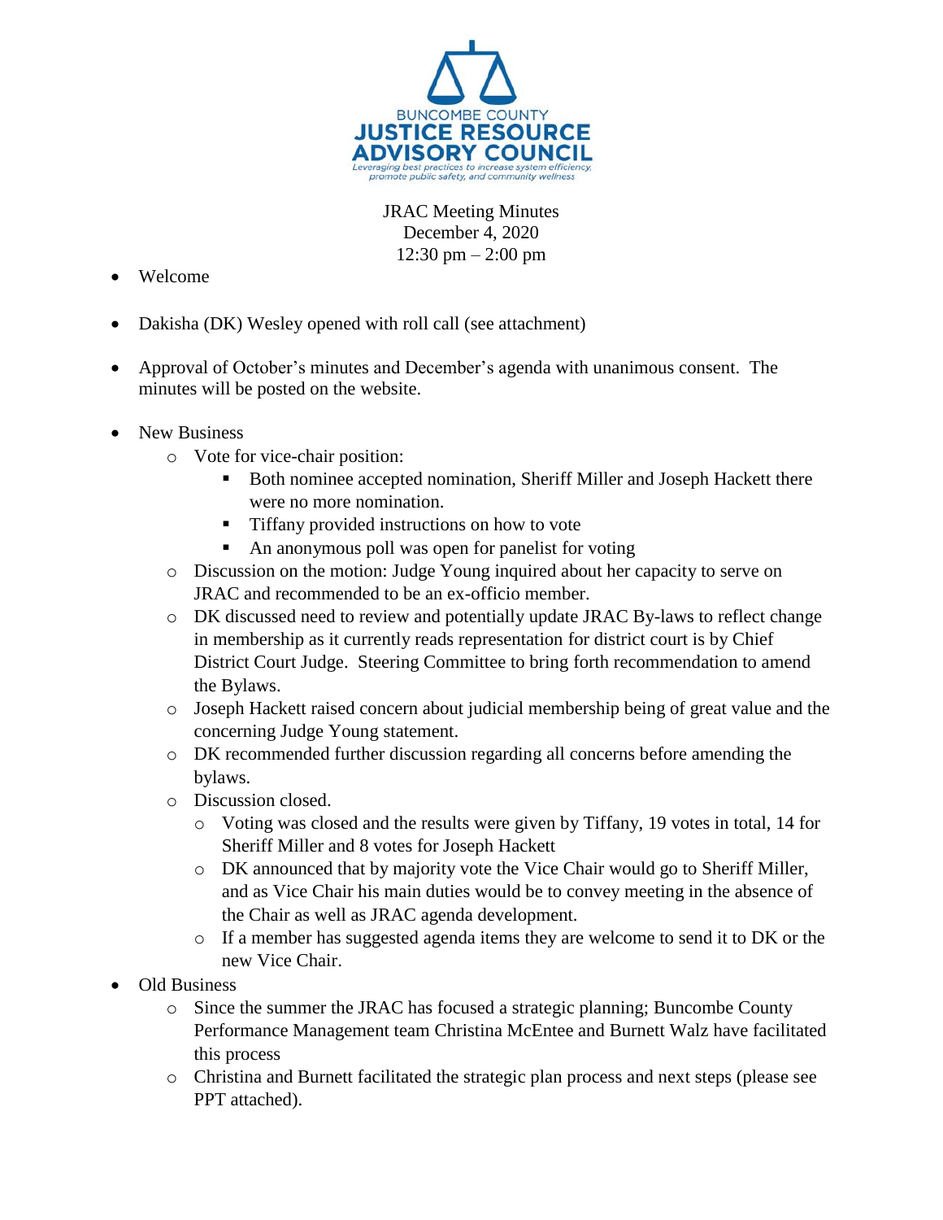BUNCOMBE COUNTY
**JUSTICE RESOURCE ADVISORY COUNCIL**
*Leveraging best practices to increase system efficiency, promote public safety, and community wellness*

JRAC Meeting Minutes
December 4, 2020
12:30 pm – 2:00 pm

- Welcome

- Dakisha (DK) Wesley opened with roll call (see attachment)

- Approval of October's minutes and December's agenda with unanimous consent. The minutes will be posted on the website.

- New Business
  - Vote for vice-chair position:
    - Both nominee accepted nomination, Sheriff Miller and Joseph Hackett there were no more nomination.
    - Tiffany provided instructions on how to vote
    - An anonymous poll was open for panelist for voting
  - Discussion on the motion: Judge Young inquired about her capacity to serve on JRAC and recommended to be an ex-officio member.
  - DK discussed need to review and potentially update JRAC By-laws to reflect change in membership as it currently reads representation for district court is by Chief District Court Judge. Steering Committee to bring forth recommendation to amend the Bylaws.
  - Joseph Hackett raised concern about judicial membership being of great value and the concerning Judge Young statement.
  - DK recommended further discussion regarding all concerns before amending the bylaws.
  - Discussion closed.
    - Voting was closed and the results were given by Tiffany, 19 votes in total, 14 for Sheriff Miller and 8 votes for Joseph Hackett
    - DK announced that by majority vote the Vice Chair would go to Sheriff Miller, and as Vice Chair his main duties would be to convey meeting in the absence of the Chair as well as JRAC agenda development.
    - If a member has suggested agenda items they are welcome to send it to DK or the new Vice Chair.
- Old Business
  - Since the summer the JRAC has focused a strategic planning; Buncombe County Performance Management team Christina McEntee and Burnett Walz have facilitated this process
  - Christina and Burnett facilitated the strategic plan process and next steps (please see PPT attached).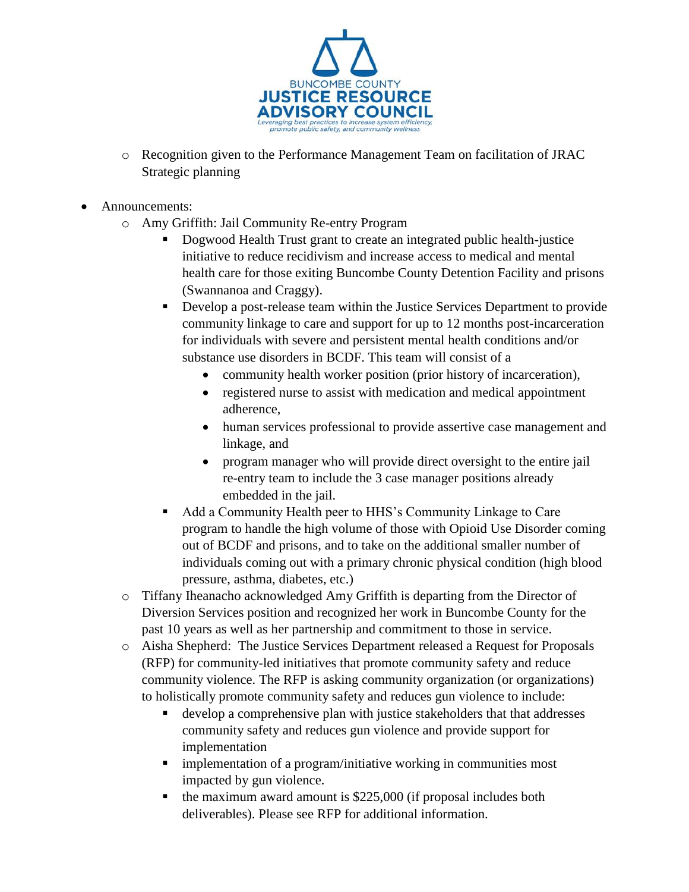- Recognition given to the Performance Management Team on facilitation of JRAC Strategic planning

- Announcements:
  - Amy Griffith: Jail Community Re-entry Program
    - Dogwood Health Trust grant to create an integrated public health-justice initiative to reduce recidivism and increase access to medical and mental health care for those exiting Buncombe County Detention Facility and prisons (Swannanoa and Craggy).
    - Develop a post-release team within the Justice Services Department to provide community linkage to care and support for up to 12 months post-incarceration for individuals with severe and persistent mental health conditions and/or substance use disorders in BCDF. This team will consist of a
      - community health worker position (prior history of incarceration),
      - registered nurse to assist with medication and medical appointment adherence,
      - human services professional to provide assertive case management and linkage, and
      - program manager who will provide direct oversight to the entire jail re-entry team to include the 3 case manager positions already embedded in the jail.
    - Add a Community Health peer to HHS's Community Linkage to Care program to handle the high volume of those with Opioid Use Disorder coming out of BCDF and prisons, and to take on the additional smaller number of individuals coming out with a primary chronic physical condition (high blood pressure, asthma, diabetes, etc.)
  - Tiffany Iheanacho acknowledged Amy Griffith is departing from the Director of Diversion Services position and recognized her work in Buncombe County for the past 10 years as well as her partnership and commitment to those in service.
  - Aisha Shepherd: The Justice Services Department released a Request for Proposals (RFP) for community-led initiatives that promote community safety and reduce community violence. The RFP is asking community organization (or organizations) to holistically promote community safety and reduces gun violence to include:
    - develop a comprehensive plan with justice stakeholders that that addresses community safety and reduces gun violence and provide support for implementation
    - implementation of a program/initiative working in communities most impacted by gun violence.
    - the maximum award amount is $225,000 (if proposal includes both deliverables). Please see RFP for additional information.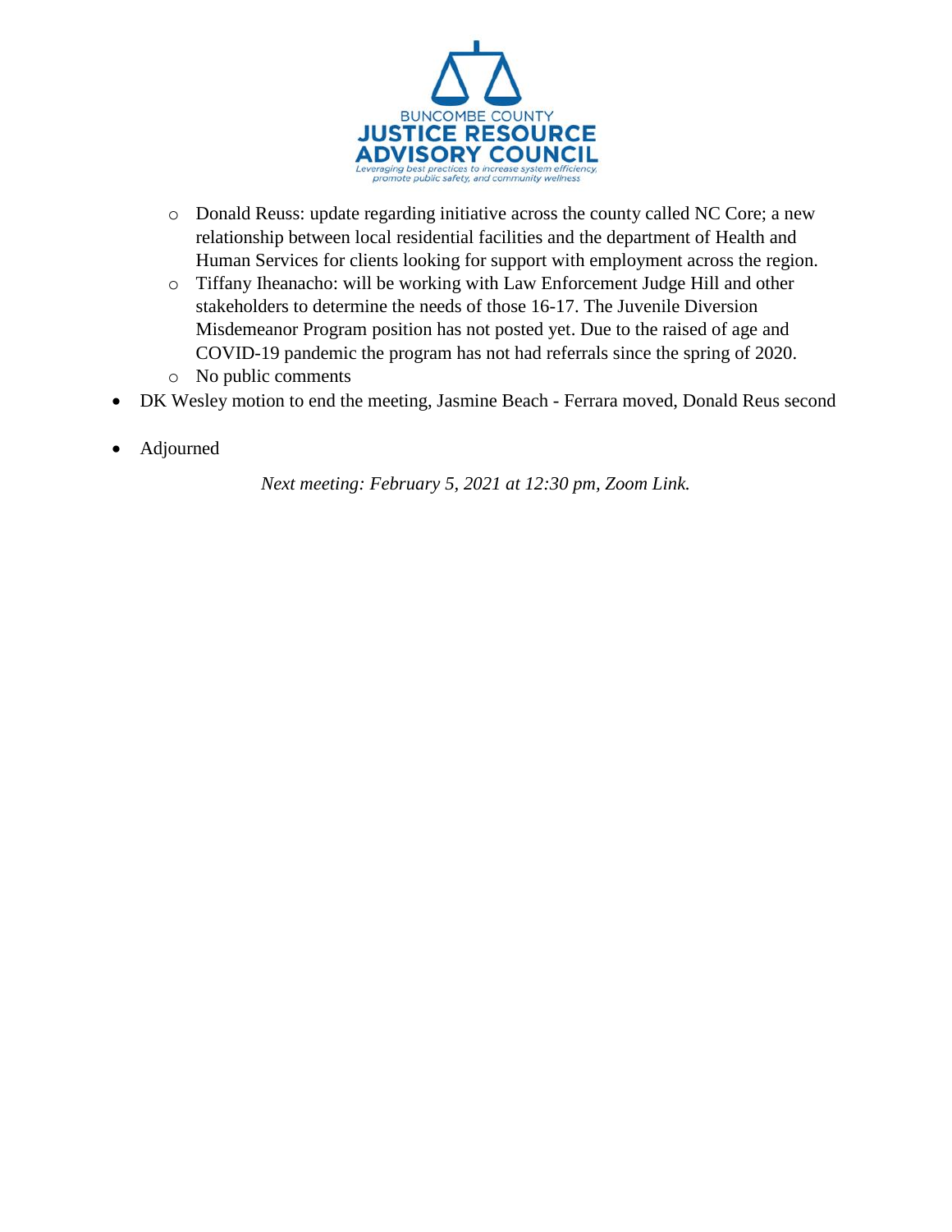- Donald Reuss: update regarding initiative across the county called NC Core; a new relationship between local residential facilities and the department of Health and Human Services for clients looking for support with employment across the region.
   - Tiffany Iheanacho: will be working with Law Enforcement Judge Hill and other stakeholders to determine the needs of those 16-17. The Juvenile Diversion Misdemeanor Program position has not posted yet. Due to the raised of age and COVID-19 pandemic the program has not had referrals since the spring of 2020.
   - No public comments
- DK Wesley motion to end the meeting, Jasmine Beach - Ferrara moved, Donald Reus second
- Adjourned

*Next meeting: February 5, 2021 at 12:30 pm, Zoom Link.*